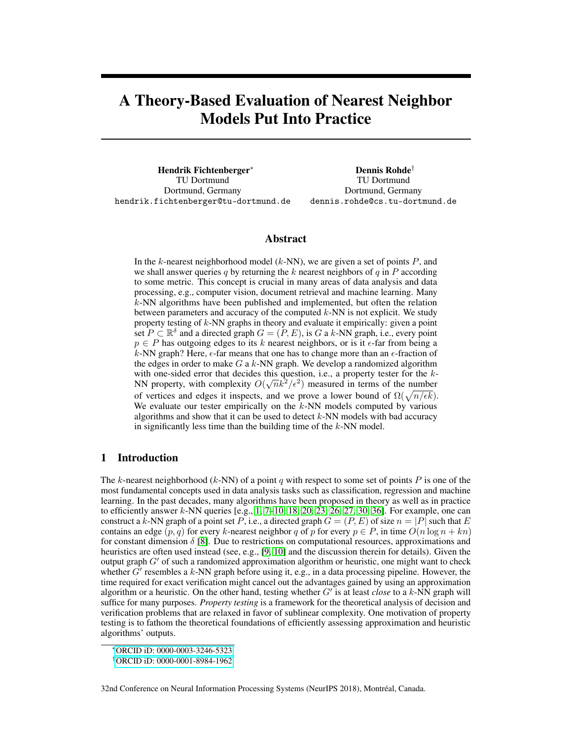# A Theory-Based Evaluation of Nearest Neighbor Models Put Into Practice

**Hendrik Fichtenberger**[*]
TU Dortmund
Dortmund, Germany
hendrik.fichtenberger@tu-dortmund.de

**Dennis Rohde**[†]
TU Dortmund
Dortmund, Germany
dennis.rohde@cs.tu-dortmund.de

## Abstract

In the $k$-nearest neighborhood model ($k$-NN), we are given a set of points $P$, and we shall answer queries $q$ by returning the $k$ nearest neighbors of $q$ in $P$ according to some metric. This concept is crucial in many areas of data analysis and data processing, e.g., computer vision, document retrieval and machine learning. Many $k$-NN algorithms have been published and implemented, but often the relation between parameters and accuracy of the computed $k$-NN is not explicit. We study property testing of $k$-NN graphs in theory and evaluate it empirically: given a point set $P \subset \mathbb{R}^\delta$ and a directed graph $G = (P, E)$, is $G$ a $k$-NN graph, i.e., every point $p \in P$ has outgoing edges to its $k$ nearest neighbors, or is it $\epsilon$-far from being a $k$-NN graph? Here, $\epsilon$-far means that one has to change more than an $\epsilon$-fraction of the edges in order to make $G$ a $k$-NN graph. We develop a randomized algorithm with one-sided error that decides this question, i.e., a property tester for the $k$-NN property, with complexity $O(\sqrt{n}k^2/\epsilon^2)$ measured in terms of the number of vertices and edges it inspects, and we prove a lower bound of $\Omega(\sqrt{n/\epsilon k})$. We evaluate our tester empirically on the $k$-NN models computed by various algorithms and show that it can be used to detect $k$-NN models with bad accuracy in significantly less time than the building time of the $k$-NN model.

## 1 Introduction

The $k$-nearest neighborhood ($k$-NN) of a point $q$ with respect to some set of points $P$ is one of the most fundamental concepts used in data analysis tasks such as classification, regression and machine learning. In the past decades, many algorithms have been proposed in theory as well as in practice to efficiently answer $k$-NN queries [e.g., 1, 7–10, 18, 20, 23, 26, 27, 30, 36]. For example, one can construct a $k$-NN graph of a point set $P$, i.e., a directed graph $G = (P, E)$ of size $n = |P|$ such that $E$ contains an edge $(p, q)$ for every $k$-nearest neighbor $q$ of $p$ for every $p \in P$, in time $O(n \log n + kn)$ for constant dimension $\delta$ [8]. Due to restrictions on computational resources, approximations and heuristics are often used instead (see, e.g., [9, 10] and the discussion therein for details). Given the output graph $G'$ of such a randomized approximation algorithm or heuristic, one might want to check whether $G'$ resembles a $k$-NN graph before using it, e.g., in a data processing pipeline. However, the time required for exact verification might cancel out the advantages gained by using an approximation algorithm or a heuristic. On the other hand, testing whether $G'$ is at least *close* to a $k$-NN graph will suffice for many purposes. *Property testing* is a framework for the theoretical analysis of decision and verification problems that are relaxed in favor of sublinear complexity. One motivation of property testing is to fathom the theoretical foundations of efficiently assessing approximation and heuristic algorithms' outputs.

[*] ORCID iD: 0000-0003-3246-5323

[†] ORCID iD: 0000-0001-8984-1962

32nd Conference on Neural Information Processing Systems (NeurIPS 2018), Montréal, Canada.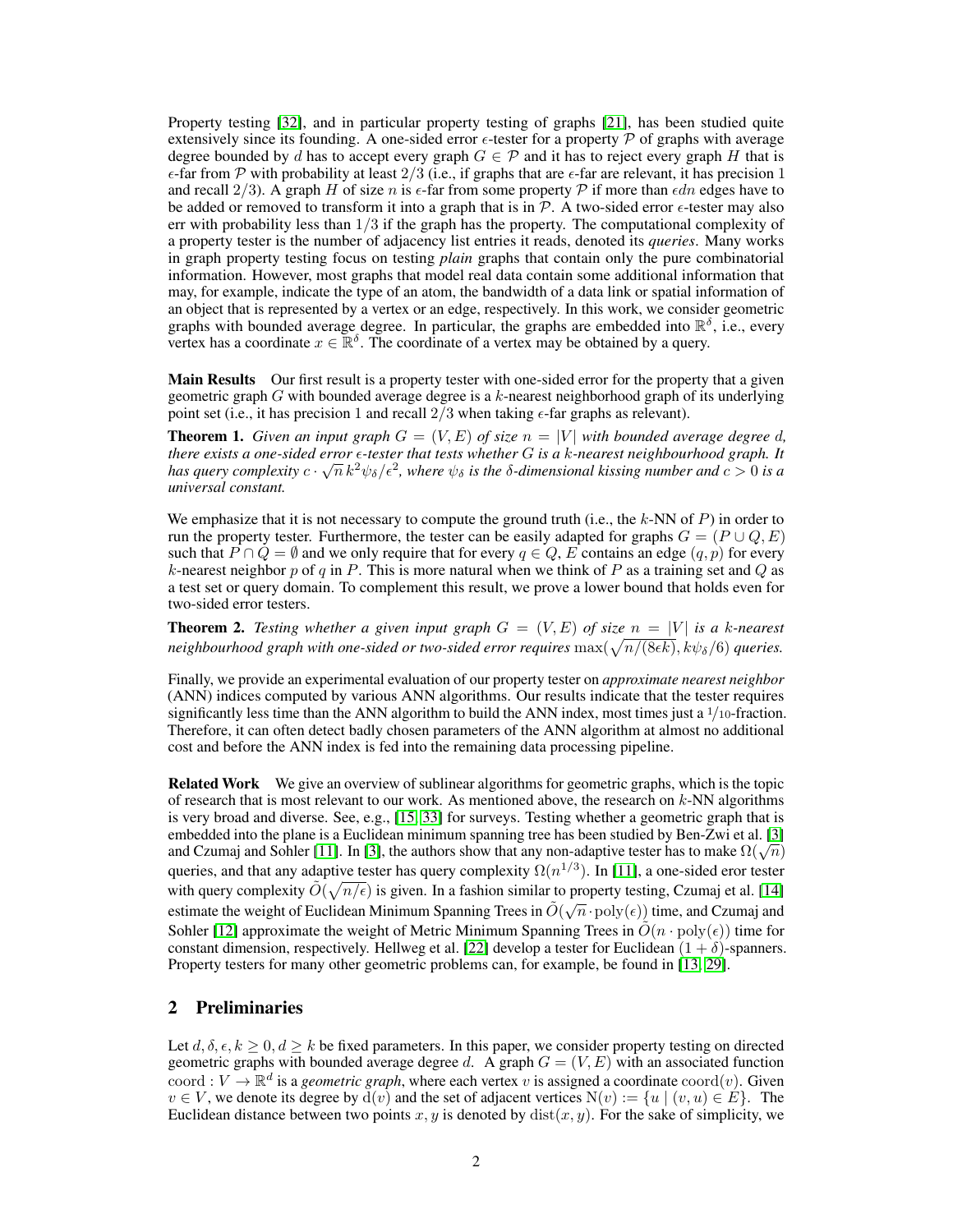Property testing [32], and in particular property testing of graphs [21], has been studied quite extensively since its founding. A one-sided error $\epsilon$-tester for a property $\mathcal{P}$ of graphs with average degree bounded by $d$ has to accept every graph $G \in \mathcal{P}$ and it has to reject every graph $H$ that is $\epsilon$-far from $\mathcal{P}$ with probability at least $2/3$ (i.e., if graphs that are $\epsilon$-far are relevant, it has precision $1$ and recall $2/3$). A graph $H$ of size $n$ is $\epsilon$-far from some property $\mathcal{P}$ if more than $\epsilon dn$ edges have to be added or removed to transform it into a graph that is in $\mathcal{P}$. A two-sided error $\epsilon$-tester may also err with probability less than $1/3$ if the graph has the property. The computational complexity of a property tester is the number of adjacency list entries it reads, denoted its *queries*. Many works in graph property testing focus on testing *plain* graphs that contain only the pure combinatorial information. However, most graphs that model real data contain some additional information that may, for example, indicate the type of an atom, the bandwidth of a data link or spatial information of an object that is represented by a vertex or an edge, respectively. In this work, we consider geometric graphs with bounded average degree. In particular, the graphs are embedded into $\mathbb{R}^\delta$, i.e., every vertex has a coordinate $x \in \mathbb{R}^\delta$. The coordinate of a vertex may be obtained by a query.

**Main Results** Our first result is a property tester with one-sided error for the property that a given geometric graph $G$ with bounded average degree is a $k$-nearest neighborhood graph of its underlying point set (i.e., it has precision $1$ and recall $2/3$ when taking $\epsilon$-far graphs as relevant).

**Theorem 1.** *Given an input graph $G = (V, E)$ of size $n = |V|$ with bounded average degree $d$, there exists a one-sided error $\epsilon$-tester that tests whether $G$ is a $k$-nearest neighbourhood graph. It has query complexity $c \cdot \sqrt{n}\, k^2 \psi_\delta / \epsilon^2$, where $\psi_\delta$ is the $\delta$-dimensional kissing number and $c > 0$ is a universal constant.*

We emphasize that it is not necessary to compute the ground truth (i.e., the $k$-NN of $P$) in order to run the property tester. Furthermore, the tester can be easily adapted for graphs $G = (P \cup Q, E)$ such that $P \cap Q = \emptyset$ and we only require that for every $q \in Q$, $E$ contains an edge $(q, p)$ for every $k$-nearest neighbor $p$ of $q$ in $P$. This is more natural when we think of $P$ as a training set and $Q$ as a test set or query domain. To complement this result, we prove a lower bound that holds even for two-sided error testers.

**Theorem 2.** *Testing whether a given input graph $G = (V, E)$ of size $n = |V|$ is a $k$-nearest neighbourhood graph with one-sided or two-sided error requires $\max(\sqrt{n/(8\epsilon k)}, k\psi_\delta/6)$ queries.*

Finally, we provide an experimental evaluation of our property tester on *approximate nearest neighbor* (ANN) indices computed by various ANN algorithms. Our results indicate that the tester requires significantly less time than the ANN algorithm to build the ANN index, most times just a $1/10$-fraction. Therefore, it can often detect badly chosen parameters of the ANN algorithm at almost no additional cost and before the ANN index is fed into the remaining data processing pipeline.

**Related Work** We give an overview of sublinear algorithms for geometric graphs, which is the topic of research that is most relevant to our work. As mentioned above, the research on $k$-NN algorithms is very broad and diverse. See, e.g., [15, 33] for surveys. Testing whether a geometric graph that is embedded into the plane is a Euclidean minimum spanning tree has been studied by Ben-Zwi et al. [3] and Czumaj and Sohler [11]. In [3], the authors show that any non-adaptive tester has to make $\Omega(\sqrt{n})$ queries, and that any adaptive tester has query complexity $\Omega(n^{1/3})$. In [11], a one-sided eror tester with query complexity $\tilde{O}(\sqrt{n/\epsilon})$ is given. In a fashion similar to property testing, Czumaj et al. [14] estimate the weight of Euclidean Minimum Spanning Trees in $\tilde{O}(\sqrt{n} \cdot \mathrm{poly}(\epsilon))$ time, and Czumaj and Sohler [12] approximate the weight of Metric Minimum Spanning Trees in $\tilde{O}(n \cdot \mathrm{poly}(\epsilon))$ time for constant dimension, respectively. Hellweg et al. [22] develop a tester for Euclidean $(1 + \delta)$-spanners. Property testers for many other geometric problems can, for example, be found in [13, 29].

## 2 Preliminaries

Let $d, \delta, \epsilon, k \geq 0, d \geq k$ be fixed parameters. In this paper, we consider property testing on directed geometric graphs with bounded average degree $d$. A graph $G = (V, E)$ with an associated function $\mathrm{coord} : V \to \mathbb{R}^d$ is a *geometric graph*, where each vertex $v$ is assigned a coordinate $\mathrm{coord}(v)$. Given $v \in V$, we denote its degree by $\mathrm{d}(v)$ and the set of adjacent vertices $\mathrm{N}(v) := \{u \mid (v, u) \in E\}$. The Euclidean distance between two points $x, y$ is denoted by $\mathrm{dist}(x, y)$. For the sake of simplicity, we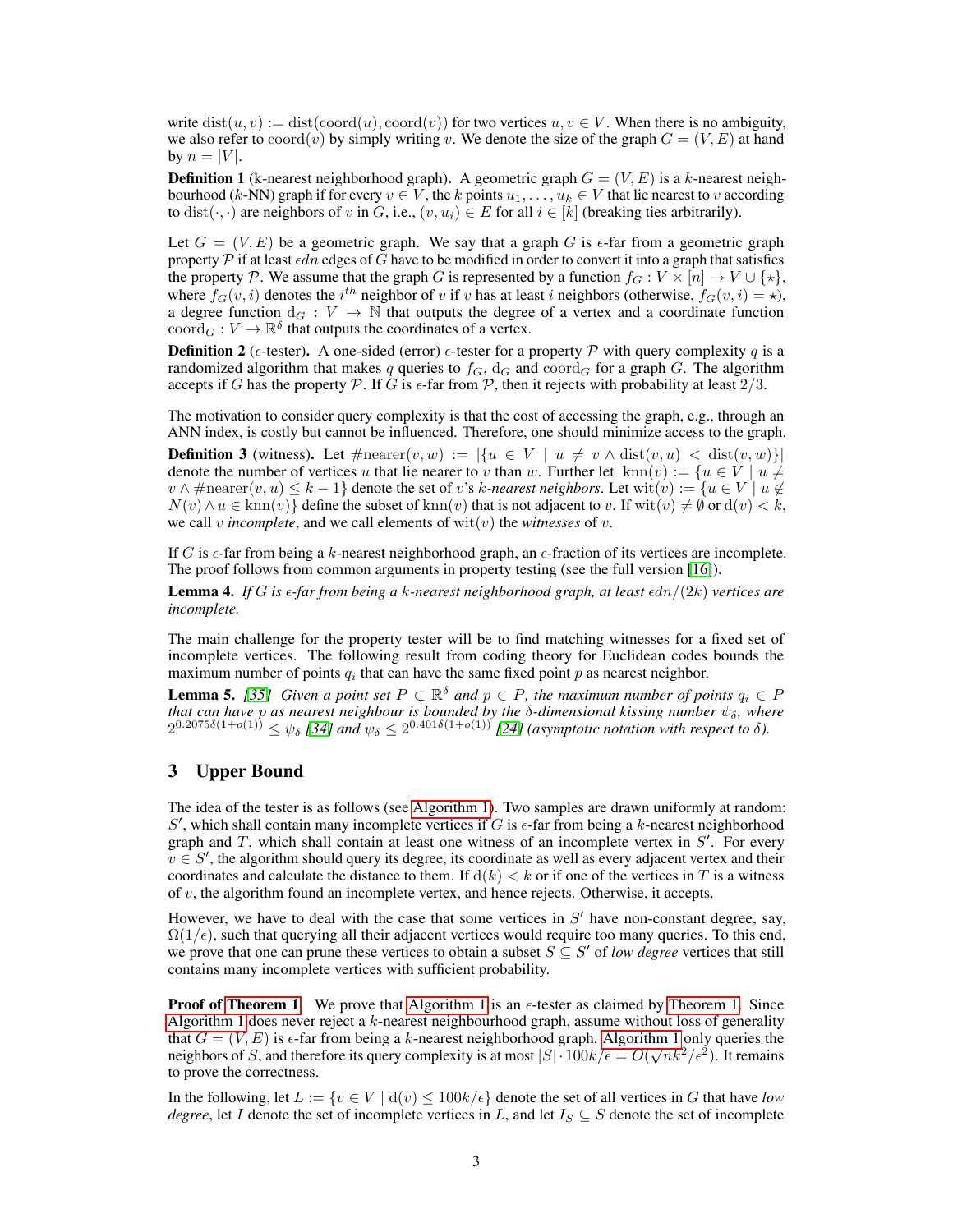write $\text{dist}(u, v) := \text{dist}(\text{coord}(u), \text{coord}(v))$ for two vertices $u, v \in V$. When there is no ambiguity, we also refer to $\text{coord}(v)$ by simply writing $v$. We denote the size of the graph $G = (V, E)$ at hand by $n = |V|$.

**Definition 1** (k-nearest neighborhood graph). A geometric graph $G = (V, E)$ is a $k$-nearest neighbourhood ($k$-NN) graph if for every $v \in V$, the $k$ points $u_1, \ldots, u_k \in V$ that lie nearest to $v$ according to $\text{dist}(\cdot, \cdot)$ are neighbors of $v$ in $G$, i.e., $(v, u_i) \in E$ for all $i \in [k]$ (breaking ties arbitrarily).

Let $G = (V, E)$ be a geometric graph. We say that a graph $G$ is $\epsilon$-far from a geometric graph property $\mathcal{P}$ if at least $\epsilon dn$ edges of $G$ have to be modified in order to convert it into a graph that satisfies the property $\mathcal{P}$. We assume that the graph $G$ is represented by a function $f_G : V \times [n] \to V \cup \{\star\}$, where $f_G(v, i)$ denotes the $i^{th}$ neighbor of $v$ if $v$ has at least $i$ neighbors (otherwise, $f_G(v, i) = \star$), a degree function $\text{d}_G : V \to \mathbb{N}$ that outputs the degree of a vertex and a coordinate function $\text{coord}_G : V \to \mathbb{R}^\delta$ that outputs the coordinates of a vertex.

**Definition 2** ($\epsilon$-tester). A one-sided (error) $\epsilon$-tester for a property $\mathcal{P}$ with query complexity $q$ is a randomized algorithm that makes $q$ queries to $f_G$, $\text{d}_G$ and $\text{coord}_G$ for a graph $G$. The algorithm accepts if $G$ has the property $\mathcal{P}$. If $G$ is $\epsilon$-far from $\mathcal{P}$, then it rejects with probability at least $2/3$.

The motivation to consider query complexity is that the cost of accessing the graph, e.g., through an ANN index, is costly but cannot be influenced. Therefore, one should minimize access to the graph.

**Definition 3** (witness). Let $\#\text{nearer}(v, w) := |\{u \in V \mid u \neq v \wedge \text{dist}(v, u) < \text{dist}(v, w)\}|$ denote the number of vertices $u$ that lie nearer to $v$ than $w$. Further let $\text{knn}(v) := \{u \in V \mid u \neq v \wedge \#\text{nearer}(v, u) \leq k - 1\}$ denote the set of $v$'s *k-nearest neighbors*. Let $\text{wit}(v) := \{u \in V \mid u \notin N(v) \wedge u \in \text{knn}(v)\}$ define the subset of $\text{knn}(v)$ that is not adjacent to $v$. If $\text{wit}(v) \neq \emptyset$ or $\text{d}(v) < k$, we call $v$ *incomplete*, and we call elements of $\text{wit}(v)$ the *witnesses* of $v$.

If $G$ is $\epsilon$-far from being a $k$-nearest neighborhood graph, an $\epsilon$-fraction of its vertices are incomplete. The proof follows from common arguments in property testing (see the full version [16]).

**Lemma 4.** *If $G$ is $\epsilon$-far from being a $k$-nearest neighborhood graph, at least $\epsilon dn/(2k)$ vertices are incomplete.*

The main challenge for the property tester will be to find matching witnesses for a fixed set of incomplete vertices. The following result from coding theory for Euclidean codes bounds the maximum number of points $q_i$ that can have the same fixed point $p$ as nearest neighbor.

**Lemma 5.** *[35] Given a point set $P \subset \mathbb{R}^\delta$ and $p \in P$, the maximum number of points $q_i \in P$ that can have $p$ as nearest neighbour is bounded by the $\delta$-dimensional kissing number $\psi_\delta$, where $2^{0.2075\delta(1+o(1))} \leq \psi_\delta$ [34] and $\psi_\delta \leq 2^{0.401\delta(1+o(1))}$ [24] (asymptotic notation with respect to $\delta$).*

## 3 Upper Bound

The idea of the tester is as follows (see Algorithm 1). Two samples are drawn uniformly at random: $S'$, which shall contain many incomplete vertices if $G$ is $\epsilon$-far from being a $k$-nearest neighborhood graph and $T$, which shall contain at least one witness of an incomplete vertex in $S'$. For every $v \in S'$, the algorithm should query its degree, its coordinate as well as every adjacent vertex and their coordinates and calculate the distance to them. If $\text{d}(k) < k$ or if one of the vertices in $T$ is a witness of $v$, the algorithm found an incomplete vertex, and hence rejects. Otherwise, it accepts.

However, we have to deal with the case that some vertices in $S'$ have non-constant degree, say, $\Omega(1/\epsilon)$, such that querying all their adjacent vertices would require too many queries. To this end, we prove that one can prune these vertices to obtain a subset $S \subseteq S'$ of *low degree* vertices that still contains many incomplete vertices with sufficient probability.

**Proof of Theorem 1** We prove that Algorithm 1 is an $\epsilon$-tester as claimed by Theorem 1. Since Algorithm 1 does never reject a $k$-nearest neighbourhood graph, assume without loss of generality that $G = (V, E)$ is $\epsilon$-far from being a $k$-nearest neighborhood graph. Algorithm 1 only queries the neighbors of $S$, and therefore its query complexity is at most $|S| \cdot 100k/\epsilon = O(\sqrt{n}k^2/\epsilon^2)$. It remains to prove the correctness.

In the following, let $L := \{v \in V \mid \text{d}(v) \leq 100k/\epsilon\}$ denote the set of all vertices in $G$ that have *low degree*, let $I$ denote the set of incomplete vertices in $L$, and let $I_S \subseteq S$ denote the set of incomplete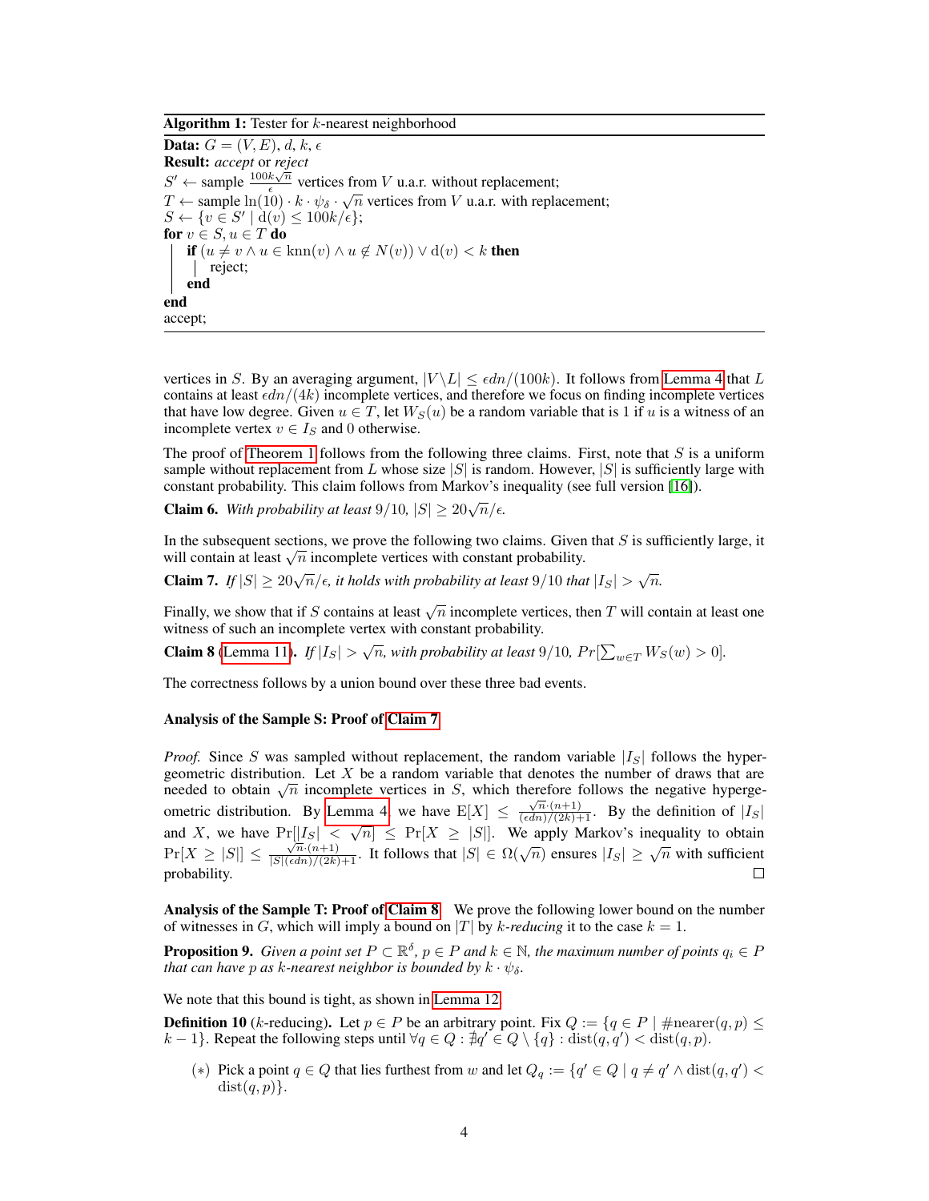**Algorithm 1:** Tester for $k$-nearest neighborhood

**Data:** $G = (V, E)$, $d$, $k$, $\epsilon$
**Result:** *accept* or *reject*
$S' \leftarrow$ sample $\frac{100k\sqrt{n}}{\epsilon}$ vertices from $V$ u.a.r. without replacement;
$T \leftarrow$ sample $\ln(10) \cdot k \cdot \psi_\delta \cdot \sqrt{n}$ vertices from $V$ u.a.r. with replacement;
$S \leftarrow \{v \in S' \mid \mathrm{d}(v) \leq 100k/\epsilon\}$;
**for** $v \in S, u \in T$ **do**
  **if** $(u \neq v \wedge u \in \mathrm{knn}(v) \wedge u \notin N(v)) \vee \mathrm{d}(v) < k$ **then**
    reject;
  **end**
**end**
accept;

vertices in $S$. By an averaging argument, $|V \backslash L| \leq \epsilon dn/(100k)$. It follows from Lemma 4 that $L$ contains at least $\epsilon dn/(4k)$ incomplete vertices, and therefore we focus on finding incomplete vertices that have low degree. Given $u \in T$, let $W_S(u)$ be a random variable that is 1 if $u$ is a witness of an incomplete vertex $v \in I_S$ and 0 otherwise.

The proof of Theorem 1 follows from the following three claims. First, note that $S$ is a uniform sample without replacement from $L$ whose size $|S|$ is random. However, $|S|$ is sufficiently large with constant probability. This claim follows from Markov's inequality (see full version [16]).

**Claim 6.** *With probability at least $9/10$, $|S| \geq 20\sqrt{n}/\epsilon$.*

In the subsequent sections, we prove the following two claims. Given that $S$ is sufficiently large, it will contain at least $\sqrt{n}$ incomplete vertices with constant probability.

**Claim 7.** *If $|S| \geq 20\sqrt{n}/\epsilon$, it holds with probability at least $9/10$ that $|I_S| > \sqrt{n}$.*

Finally, we show that if $S$ contains at least $\sqrt{n}$ incomplete vertices, then $T$ will contain at least one witness of such an incomplete vertex with constant probability.

**Claim 8** (Lemma 11)**.** *If $|I_S| > \sqrt{n}$, with probability at least $9/10$, $Pr[\sum_{w \in T} W_S(w) > 0]$.*

The correctness follows by a union bound over these three bad events.

**Analysis of the Sample S: Proof of Claim 7**

*Proof.* Since $S$ was sampled without replacement, the random variable $|I_S|$ follows the hypergeometric distribution. Let $X$ be a random variable that denotes the number of draws that are needed to obtain $\sqrt{n}$ incomplete vertices in $S$, which therefore follows the negative hypergeometric distribution. By Lemma 4 we have $\mathrm{E}[X] \leq \frac{\sqrt{n} \cdot (n+1)}{(\epsilon dn)/(2k)+1}$. By the definition of $|I_S|$ and $X$, we have $\Pr[|I_S| < \sqrt{n}] \leq \Pr[X \geq |S|]$. We apply Markov's inequality to obtain $\Pr[X \geq |S|] \leq \frac{\sqrt{n} \cdot (n+1)}{|S|(\epsilon dn)/(2k)+1}$. It follows that $|S| \in \Omega(\sqrt{n})$ ensures $|I_S| \geq \sqrt{n}$ with sufficient probability. $\square$

**Analysis of the Sample T: Proof of Claim 8** We prove the following lower bound on the number of witnesses in $G$, which will imply a bound on $|T|$ by *$k$-reducing* it to the case $k = 1$.

**Proposition 9.** *Given a point set $P \subset \mathbb{R}^\delta$, $p \in P$ and $k \in \mathbb{N}$, the maximum number of points $q_i \in P$ that can have $p$ as $k$-nearest neighbor is bounded by $k \cdot \psi_\delta$.*

We note that this bound is tight, as shown in Lemma 12.

**Definition 10** ($k$-reducing)**.** Let $p \in P$ be an arbitrary point. Fix $Q := \{q \in P \mid \#\mathrm{nearer}(q, p) \leq k - 1\}$. Repeat the following steps until $\forall q \in Q : \nexists q' \in Q \setminus \{q\} : \mathrm{dist}(q, q') < \mathrm{dist}(q, p)$.

- $(*)$ Pick a point $q \in Q$ that lies furthest from $w$ and let $Q_q := \{q' \in Q \mid q \neq q' \wedge \mathrm{dist}(q, q') < \mathrm{dist}(q, p)\}$.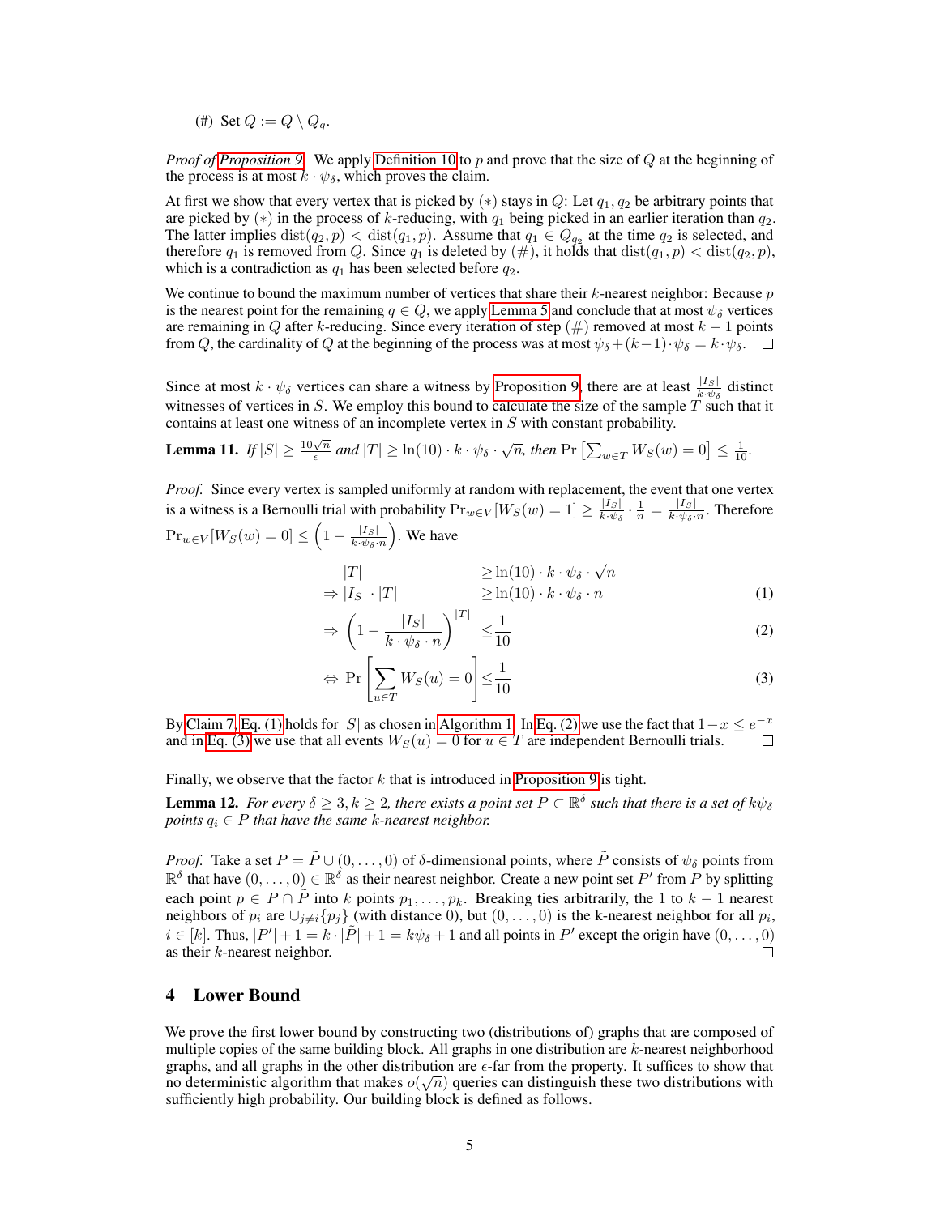(#) Set $Q := Q \setminus Q_q$.

*Proof of Proposition 9.* We apply Definition 10 to $p$ and prove that the size of $Q$ at the beginning of the process is at most $k \cdot \psi_\delta$, which proves the claim.

At first we show that every vertex that is picked by $(*)$ stays in $Q$: Let $q_1, q_2$ be arbitrary points that are picked by $(*)$ in the process of $k$-reducing, with $q_1$ being picked in an earlier iteration than $q_2$. The latter implies $\text{dist}(q_2, p) < \text{dist}(q_1, p)$. Assume that $q_1 \in Q_{q_2}$ at the time $q_2$ is selected, and therefore $q_1$ is removed from $Q$. Since $q_1$ is deleted by (#), it holds that $\text{dist}(q_1, p) < \text{dist}(q_2, p)$, which is a contradiction as $q_1$ has been selected before $q_2$.

We continue to bound the maximum number of vertices that share their $k$-nearest neighbor: Because $p$ is the nearest point for the remaining $q \in Q$, we apply Lemma 5 and conclude that at most $\psi_\delta$ vertices are remaining in $Q$ after $k$-reducing. Since every iteration of step (#) removed at most $k-1$ points from $Q$, the cardinality of $Q$ at the beginning of the process was at most $\psi_\delta + (k-1) \cdot \psi_\delta = k \cdot \psi_\delta$. $\square$

Since at most $k \cdot \psi_\delta$ vertices can share a witness by Proposition 9, there are at least $\frac{|I_S|}{k \cdot \psi_\delta}$ distinct witnesses of vertices in $S$. We employ this bound to calculate the size of the sample $T$ such that it contains at least one witness of an incomplete vertex in $S$ with constant probability.

**Lemma 11.** *If $|S| \geq \frac{10\sqrt{n}}{\epsilon}$ and $|T| \geq \ln(10) \cdot k \cdot \psi_\delta \cdot \sqrt{n}$, then* $\Pr\left[\sum_{w \in T} W_S(w) = 0\right] \leq \frac{1}{10}$.

*Proof.* Since every vertex is sampled uniformly at random with replacement, the event that one vertex is a witness is a Bernoulli trial with probability $\Pr_{w \in V}[W_S(w) = 1] \geq \frac{|I_S|}{k \cdot \psi_\delta} \cdot \frac{1}{n} = \frac{|I_S|}{k \cdot \psi_\delta \cdot n}$. Therefore $\Pr_{w \in V}[W_S(w) = 0] \leq \left(1 - \frac{|I_S|}{k \cdot \psi_\delta \cdot n}\right)$. We have

$$|T| \geq \ln(10) \cdot k \cdot \psi_\delta \cdot \sqrt{n}$$

$$\Rightarrow |I_S| \cdot |T| \geq \ln(10) \cdot k \cdot \psi_\delta \cdot n \tag{1}$$

$$\Rightarrow \left(1 - \frac{|I_S|}{k \cdot \psi_\delta \cdot n}\right)^{|T|} \leq \frac{1}{10} \tag{2}$$

$$\Leftrightarrow \Pr\left[\sum_{u \in T} W_S(u) = 0\right] \leq \frac{1}{10} \tag{3}$$

By Claim 7, Eq. (1) holds for $|S|$ as chosen in Algorithm 1. In Eq. (2) we use the fact that $1 - x \leq e^{-x}$ and in Eq. (3) we use that all events $W_S(u) = 0$ for $u \in T$ are independent Bernoulli trials. $\square$

Finally, we observe that the factor $k$ that is introduced in Proposition 9 is tight.

**Lemma 12.** *For every $\delta \geq 3, k \geq 2$, there exists a point set $P \subset \mathbb{R}^\delta$ such that there is a set of $k\psi_\delta$ points $q_i \in P$ that have the same $k$-nearest neighbor.*

*Proof.* Take a set $P = \tilde{P} \cup (0, \ldots, 0)$ of $\delta$-dimensional points, where $\tilde{P}$ consists of $\psi_\delta$ points from $\mathbb{R}^\delta$ that have $(0, \ldots, 0) \in \mathbb{R}^\delta$ as their nearest neighbor. Create a new point set $P'$ from $P$ by splitting each point $p \in P \cap \tilde{P}$ into $k$ points $p_1, \ldots, p_k$. Breaking ties arbitrarily, the 1 to $k-1$ nearest neighbors of $p_i$ are $\cup_{j \neq i}\{p_j\}$ (with distance 0), but $(0, \ldots, 0)$ is the k-nearest neighbor for all $p_i$, $i \in [k]$. Thus, $|P'| + 1 = k \cdot |\tilde{P}| + 1 = k\psi_\delta + 1$ and all points in $P'$ except the origin have $(0, \ldots, 0)$ as their $k$-nearest neighbor. $\square$

## 4 Lower Bound

We prove the first lower bound by constructing two (distributions of) graphs that are composed of multiple copies of the same building block. All graphs in one distribution are $k$-nearest neighborhood graphs, and all graphs in the other distribution are $\epsilon$-far from the property. It suffices to show that no deterministic algorithm that makes $o(\sqrt{n})$ queries can distinguish these two distributions with sufficiently high probability. Our building block is defined as follows.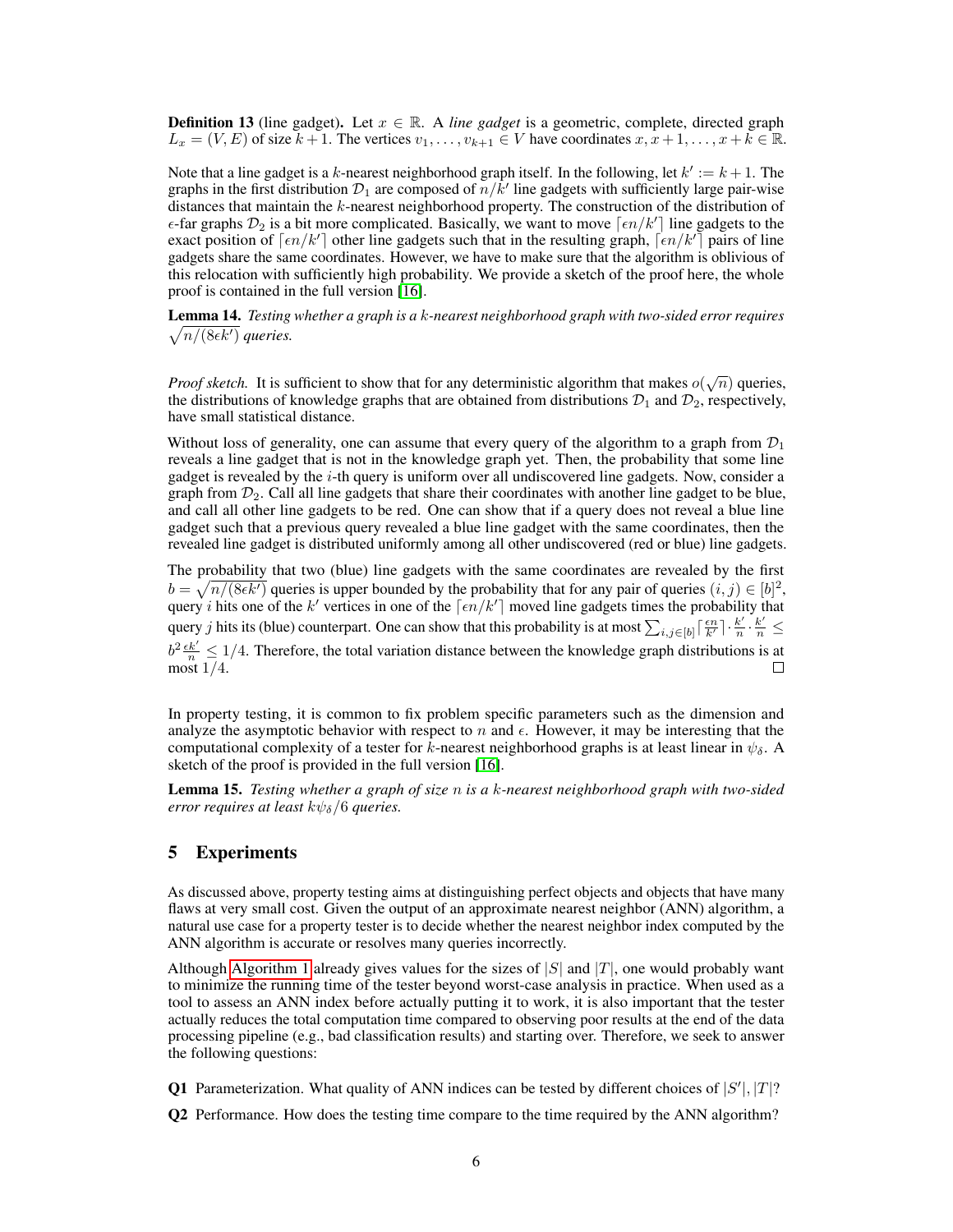**Definition 13** (line gadget)**.** Let $x \in \mathbb{R}$. A *line gadget* is a geometric, complete, directed graph $L_x = (V, E)$ of size $k+1$. The vertices $v_1, \ldots, v_{k+1} \in V$ have coordinates $x, x+1, \ldots, x+k \in \mathbb{R}$.

Note that a line gadget is a $k$-nearest neighborhood graph itself. In the following, let $k' := k+1$. The graphs in the first distribution $\mathcal{D}_1$ are composed of $n/k'$ line gadgets with sufficiently large pair-wise distances that maintain the $k$-nearest neighborhood property. The construction of the distribution of $\epsilon$-far graphs $\mathcal{D}_2$ is a bit more complicated. Basically, we want to move $\lceil \epsilon n/k' \rceil$ line gadgets to the exact position of $\lceil \epsilon n/k' \rceil$ other line gadgets such that in the resulting graph, $\lceil \epsilon n/k' \rceil$ pairs of line gadgets share the same coordinates. However, we have to make sure that the algorithm is oblivious of this relocation with sufficiently high probability. We provide a sketch of the proof here, the whole proof is contained in the full version [16].

**Lemma 14.** *Testing whether a graph is a $k$-nearest neighborhood graph with two-sided error requires $\sqrt{n/(8\epsilon k')}$ queries.*

*Proof sketch.* It is sufficient to show that for any deterministic algorithm that makes $o(\sqrt{n})$ queries, the distributions of knowledge graphs that are obtained from distributions $\mathcal{D}_1$ and $\mathcal{D}_2$, respectively, have small statistical distance.

Without loss of generality, one can assume that every query of the algorithm to a graph from $\mathcal{D}_1$ reveals a line gadget that is not in the knowledge graph yet. Then, the probability that some line gadget is revealed by the $i$-th query is uniform over all undiscovered line gadgets. Now, consider a graph from $\mathcal{D}_2$. Call all line gadgets that share their coordinates with another line gadget to be blue, and call all other line gadgets to be red. One can show that if a query does not reveal a blue line gadget such that a previous query revealed a blue line gadget with the same coordinates, then the revealed line gadget is distributed uniformly among all other undiscovered (red or blue) line gadgets.

The probability that two (blue) line gadgets with the same coordinates are revealed by the first $b = \sqrt{n/(8\epsilon k')}$ queries is upper bounded by the probability that for any pair of queries $(i,j) \in [b]^2$, query $i$ hits one of the $k'$ vertices in one of the $\lceil \epsilon n/k' \rceil$ moved line gadgets times the probability that query $j$ hits its (blue) counterpart. One can show that this probability is at most $\sum_{i,j \in [b]} \lceil \frac{\epsilon n}{k'} \rceil \cdot \frac{k'}{n} \cdot \frac{k'}{n} \leq b^2 \frac{\epsilon k'}{n} \leq 1/4$. Therefore, the total variation distance between the knowledge graph distributions is at most $1/4$. $\square$

In property testing, it is common to fix problem specific parameters such as the dimension and analyze the asymptotic behavior with respect to $n$ and $\epsilon$. However, it may be interesting that the computational complexity of a tester for $k$-nearest neighborhood graphs is at least linear in $\psi_\delta$. A sketch of the proof is provided in the full version [16].

**Lemma 15.** *Testing whether a graph of size $n$ is a $k$-nearest neighborhood graph with two-sided error requires at least $k\psi_\delta/6$ queries.*

## 5 Experiments

As discussed above, property testing aims at distinguishing perfect objects and objects that have many flaws at very small cost. Given the output of an approximate nearest neighbor (ANN) algorithm, a natural use case for a property tester is to decide whether the nearest neighbor index computed by the ANN algorithm is accurate or resolves many queries incorrectly.

Although Algorithm 1 already gives values for the sizes of $|S|$ and $|T|$, one would probably want to minimize the running time of the tester beyond worst-case analysis in practice. When used as a tool to assess an ANN index before actually putting it to work, it is also important that the tester actually reduces the total computation time compared to observing poor results at the end of the data processing pipeline (e.g., bad classification results) and starting over. Therefore, we seek to answer the following questions:

**Q1** Parameterization. What quality of ANN indices can be tested by different choices of $|S'|, |T|$?

**Q2** Performance. How does the testing time compare to the time required by the ANN algorithm?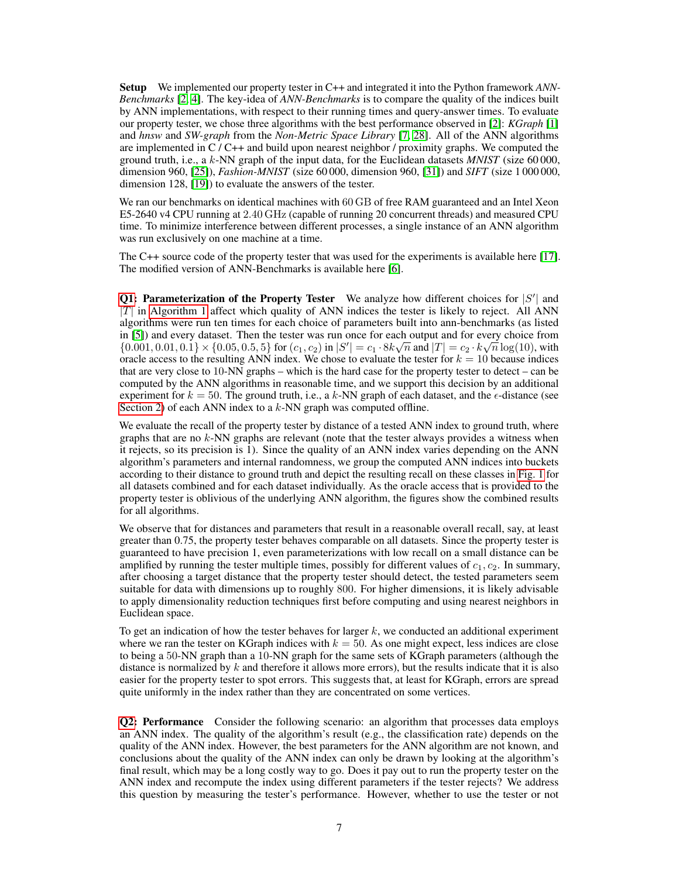**Setup** We implemented our property tester in C++ and integrated it into the Python framework *ANN-Benchmarks* [2, 4]. The key-idea of *ANN-Benchmarks* is to compare the quality of the indices built by ANN implementations, with respect to their running times and query-answer times. To evaluate our property tester, we chose three algorithms with the best performance observed in [2]: *KGraph* [1] and *hnsw* and *SW-graph* from the *Non-Metric Space Library* [7, 28]. All of the ANN algorithms are implemented in C / C++ and build upon nearest neighbor / proximity graphs. We computed the ground truth, i.e., a $k$-NN graph of the input data, for the Euclidean datasets *MNIST* (size 60 000, dimension 960, [25]), *Fashion-MNIST* (size 60 000, dimension 960, [31]) and *SIFT* (size 1 000 000, dimension 128, [19]) to evaluate the answers of the tester.

We ran our benchmarks on identical machines with 60 GB of free RAM guaranteed and an Intel Xeon E5-2640 v4 CPU running at 2.40 GHz (capable of running 20 concurrent threads) and measured CPU time. To minimize interference between different processes, a single instance of an ANN algorithm was run exclusively on one machine at a time.

The C++ source code of the property tester that was used for the experiments is available here [17]. The modified version of ANN-Benchmarks is available here [6].

**Q1: Parameterization of the Property Tester** We analyze how different choices for $|S'|$ and $|T|$ in Algorithm 1 affect which quality of ANN indices the tester is likely to reject. All ANN algorithms were run ten times for each choice of parameters built into ann-benchmarks (as listed in [5]) and every dataset. Then the tester was run once for each output and for every choice from $\{0.001, 0.01, 0.1\} \times \{0.05, 0.5, 5\}$ for $(c_1, c_2)$ in $|S'| = c_1 \cdot 8k\sqrt{n}$ and $|T| = c_2 \cdot k\sqrt{n}\log(10)$, with oracle access to the resulting ANN index. We chose to evaluate the tester for $k = 10$ because indices that are very close to 10-NN graphs – which is the hard case for the property tester to detect – can be computed by the ANN algorithms in reasonable time, and we support this decision by an additional experiment for $k = 50$. The ground truth, i.e., a $k$-NN graph of each dataset, and the $\epsilon$-distance (see Section 2) of each ANN index to a $k$-NN graph was computed offline.

We evaluate the recall of the property tester by distance of a tested ANN index to ground truth, where graphs that are no $k$-NN graphs are relevant (note that the tester always provides a witness when it rejects, so its precision is 1). Since the quality of an ANN index varies depending on the ANN algorithm's parameters and internal randomness, we group the computed ANN indices into buckets according to their distance to ground truth and depict the resulting recall on these classes in Fig. 1 for all datasets combined and for each dataset individually. As the oracle access that is provided to the property tester is oblivious of the underlying ANN algorithm, the figures show the combined results for all algorithms.

We observe that for distances and parameters that result in a reasonable overall recall, say, at least greater than 0.75, the property tester behaves comparable on all datasets. Since the property tester is guaranteed to have precision 1, even parameterizations with low recall on a small distance can be amplified by running the tester multiple times, possibly for different values of $c_1, c_2$. In summary, after choosing a target distance that the property tester should detect, the tested parameters seem suitable for data with dimensions up to roughly 800. For higher dimensions, it is likely advisable to apply dimensionality reduction techniques first before computing and using nearest neighbors in Euclidean space.

To get an indication of how the tester behaves for larger $k$, we conducted an additional experiment where we ran the tester on KGraph indices with $k = 50$. As one might expect, less indices are close to being a 50-NN graph than a 10-NN graph for the same sets of KGraph parameters (although the distance is normalized by $k$ and therefore it allows more errors), but the results indicate that it is also easier for the property tester to spot errors. This suggests that, at least for KGraph, errors are spread quite uniformly in the index rather than they are concentrated on some vertices.

**Q2: Performance** Consider the following scenario: an algorithm that processes data employs an ANN index. The quality of the algorithm's result (e.g., the classification rate) depends on the quality of the ANN index. However, the best parameters for the ANN algorithm are not known, and conclusions about the quality of the ANN index can only be drawn by looking at the algorithm's final result, which may be a long costly way to go. Does it pay out to run the property tester on the ANN index and recompute the index using different parameters if the tester rejects? We address this question by measuring the tester's performance. However, whether to use the tester or not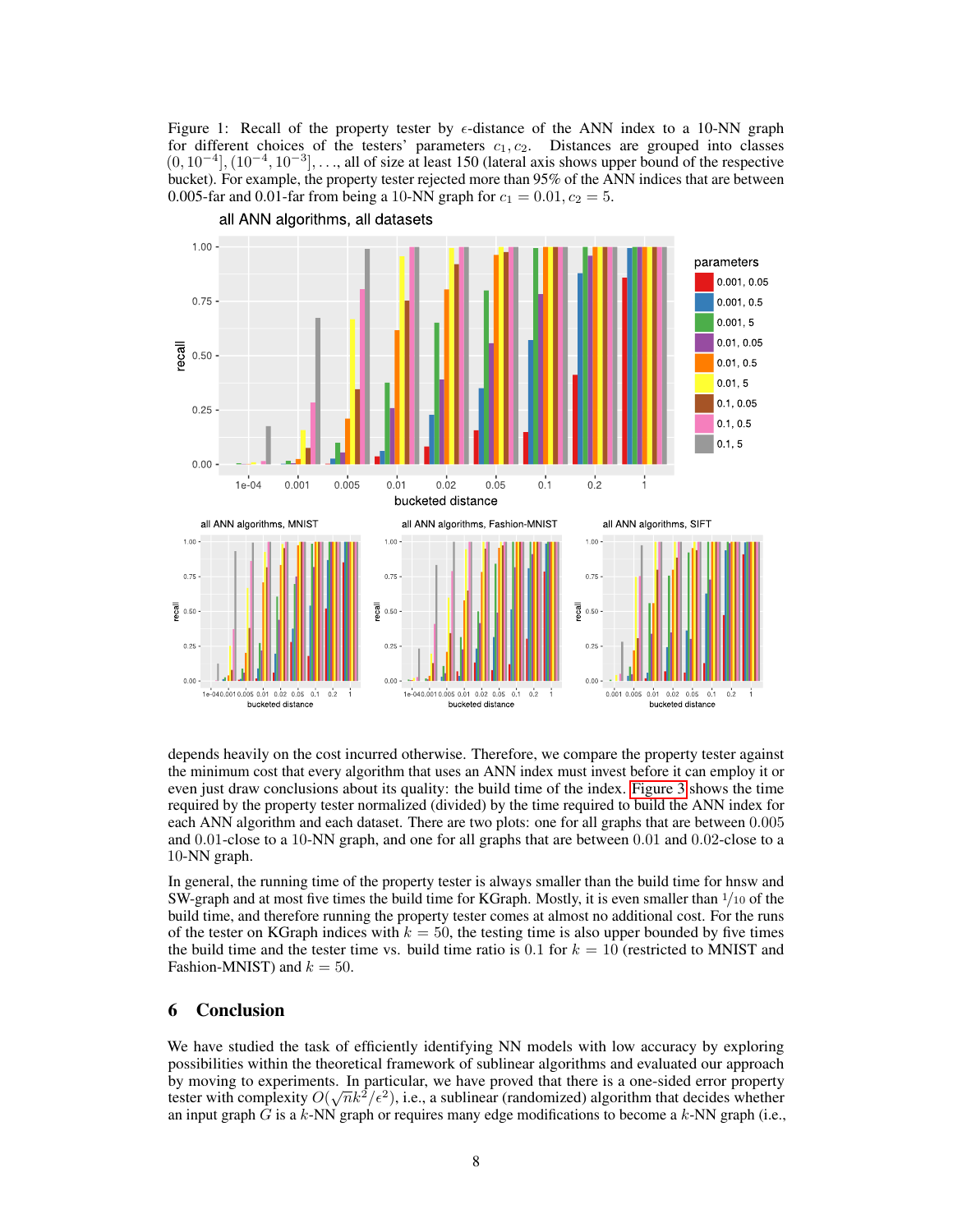Figure 1: Recall of the property tester by $\epsilon$-distance of the ANN index to a 10-NN graph for different choices of the testers' parameters $c_1, c_2$. Distances are grouped into classes $(0, 10^{-4}], (10^{-4}, 10^{-3}], \ldots$, all of size at least 150 (lateral axis shows upper bound of the respective bucket). For example, the property tester rejected more than 95% of the ANN indices that are between 0.005-far and 0.01-far from being a 10-NN graph for $c_1 = 0.01, c_2 = 5$.

depends heavily on the cost incurred otherwise. Therefore, we compare the property tester against the minimum cost that every algorithm that uses an ANN index must invest before it can employ it or even just draw conclusions about its quality: the build time of the index. Figure 3 shows the time required by the property tester normalized (divided) by the time required to build the ANN index for each ANN algorithm and each dataset. There are two plots: one for all graphs that are between 0.005 and 0.01-close to a 10-NN graph, and one for all graphs that are between 0.01 and 0.02-close to a 10-NN graph.

In general, the running time of the property tester is always smaller than the build time for hnsw and SW-graph and at most five times the build time for KGraph. Mostly, it is even smaller than $1/10$ of the build time, and therefore running the property tester comes at almost no additional cost. For the runs of the tester on KGraph indices with $k = 50$, the testing time is also upper bounded by five times the build time and the tester time vs. build time ratio is 0.1 for $k = 10$ (restricted to MNIST and Fashion-MNIST) and $k = 50$.

## 6 Conclusion

We have studied the task of efficiently identifying NN models with low accuracy by exploring possibilities within the theoretical framework of sublinear algorithms and evaluated our approach by moving to experiments. In particular, we have proved that there is a one-sided error property tester with complexity $O(\sqrt{n}k^2/\epsilon^2)$, i.e., a sublinear (randomized) algorithm that decides whether an input graph $G$ is a $k$-NN graph or requires many edge modifications to become a $k$-NN graph (i.e.,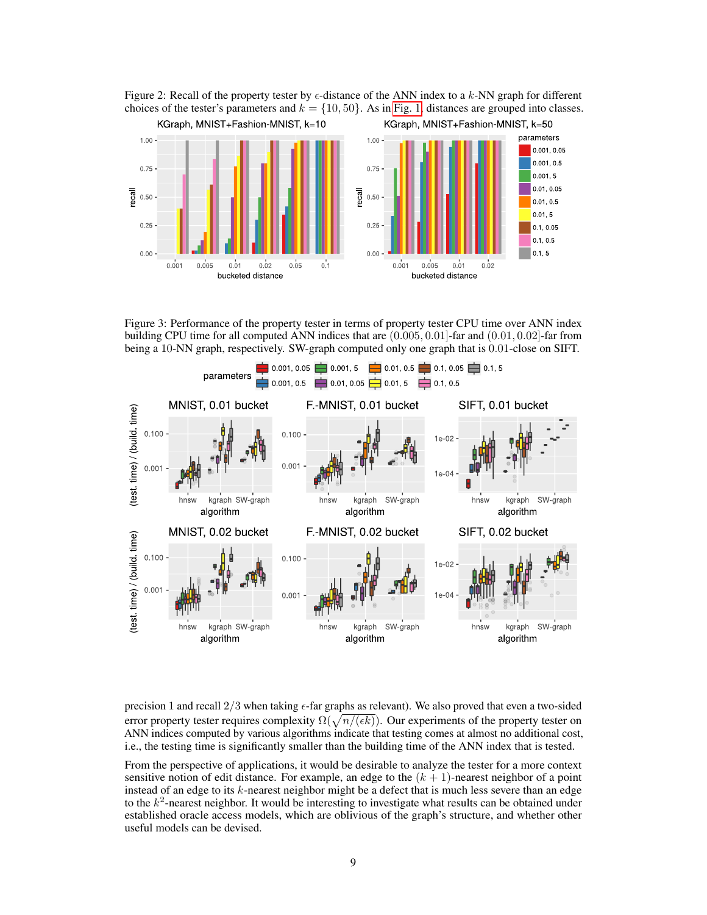Figure 2: Recall of the property tester by $\epsilon$-distance of the ANN index to a $k$-NN graph for different choices of the tester's parameters and $k = \{10, 50\}$. As in Fig. 1, distances are grouped into classes.

Figure 3: Performance of the property tester in terms of property tester CPU time over ANN index building CPU time for all computed ANN indices that are $(0.005, 0.01]$-far and $(0.01, 0.02]$-far from being a 10-NN graph, respectively. SW-graph computed only one graph that is 0.01-close on SIFT.

precision 1 and recall 2/3 when taking $\epsilon$-far graphs as relevant). We also proved that even a two-sided error property tester requires complexity $\Omega(\sqrt{n/(\epsilon k)})$. Our experiments of the property tester on ANN indices computed by various algorithms indicate that testing comes at almost no additional cost, i.e., the testing time is significantly smaller than the building time of the ANN index that is tested.

From the perspective of applications, it would be desirable to analyze the tester for a more context sensitive notion of edit distance. For example, an edge to the $(k + 1)$-nearest neighbor of a point instead of an edge to its $k$-nearest neighbor might be a defect that is much less severe than an edge to the $k^2$-nearest neighbor. It would be interesting to investigate what results can be obtained under established oracle access models, which are oblivious of the graph's structure, and whether other useful models can be devised.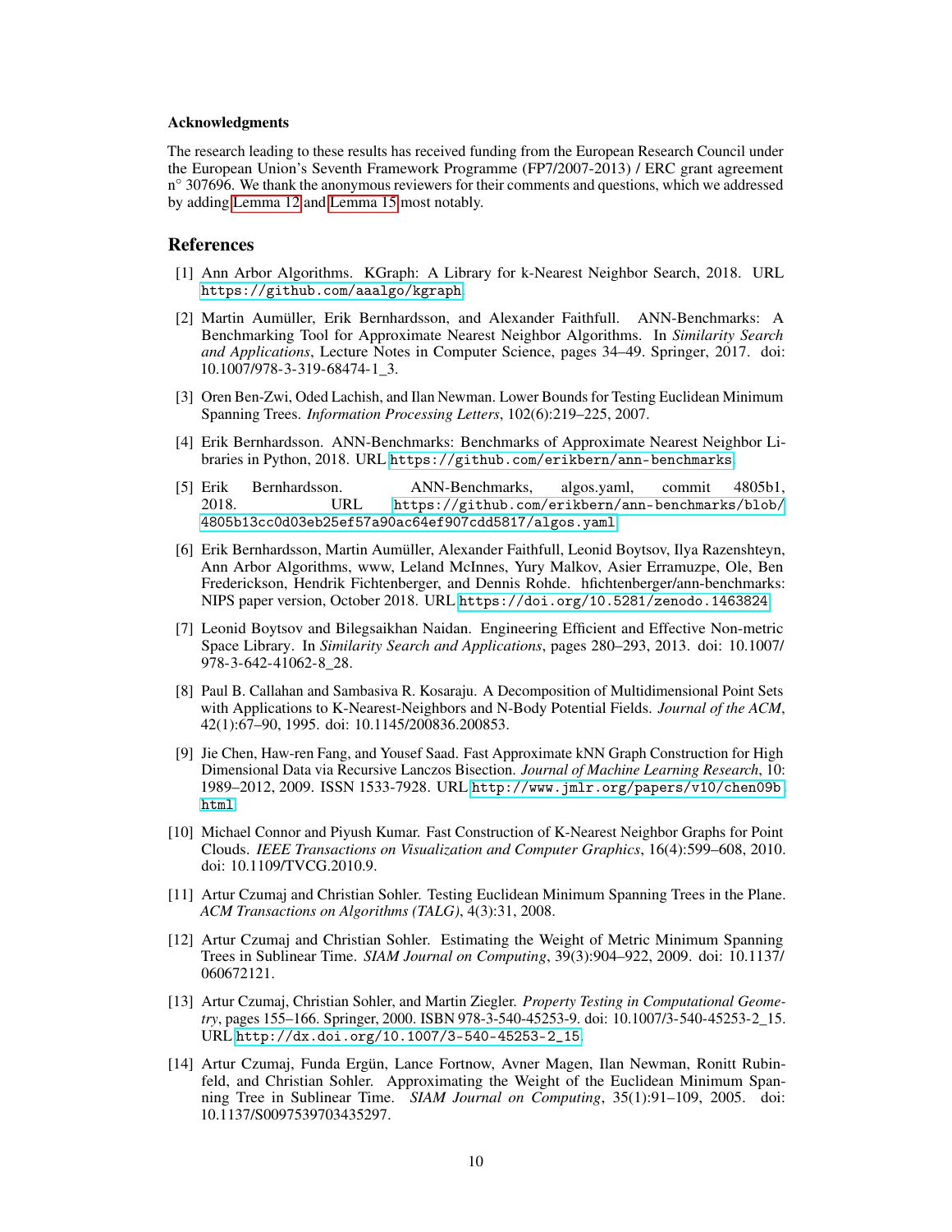#### Acknowledgments

The research leading to these results has received funding from the European Research Council under the European Union's Seventh Framework Programme (FP7/2007-2013) / ERC grant agreement n° 307696. We thank the anonymous reviewers for their comments and questions, which we addressed by adding Lemma 12 and Lemma 15 most notably.

## References

[1] Ann Arbor Algorithms. KGraph: A Library for k-Nearest Neighbor Search, 2018. URL https://github.com/aaalgo/kgraph.

[2] Martin Aumüller, Erik Bernhardsson, and Alexander Faithfull. ANN-Benchmarks: A Benchmarking Tool for Approximate Nearest Neighbor Algorithms. In *Similarity Search and Applications*, Lecture Notes in Computer Science, pages 34–49. Springer, 2017. doi: 10.1007/978-3-319-68474-1_3.

[3] Oren Ben-Zwi, Oded Lachish, and Ilan Newman. Lower Bounds for Testing Euclidean Minimum Spanning Trees. *Information Processing Letters*, 102(6):219–225, 2007.

[4] Erik Bernhardsson. ANN-Benchmarks: Benchmarks of Approximate Nearest Neighbor Libraries in Python, 2018. URL https://github.com/erikbern/ann-benchmarks.

[5] Erik Bernhardsson. ANN-Benchmarks, algos.yaml, commit 4805b1, 2018. URL https://github.com/erikbern/ann-benchmarks/blob/4805b13cc0d03eb25ef57a90ac64ef907cdd5817/algos.yaml.

[6] Erik Bernhardsson, Martin Aumüller, Alexander Faithfull, Leonid Boytsov, Ilya Razenshteyn, Ann Arbor Algorithms, www, Leland McInnes, Yury Malkov, Asier Erramuzpe, Ole, Ben Frederickson, Hendrik Fichtenberger, and Dennis Rohde. hfichtenberger/ann-benchmarks: NIPS paper version, October 2018. URL https://doi.org/10.5281/zenodo.1463824.

[7] Leonid Boytsov and Bilegsaikhan Naidan. Engineering Efficient and Effective Non-metric Space Library. In *Similarity Search and Applications*, pages 280–293, 2013. doi: 10.1007/978-3-642-41062-8_28.

[8] Paul B. Callahan and Sambasiva R. Kosaraju. A Decomposition of Multidimensional Point Sets with Applications to K-Nearest-Neighbors and N-Body Potential Fields. *Journal of the ACM*, 42(1):67–90, 1995. doi: 10.1145/200836.200853.

[9] Jie Chen, Haw-ren Fang, and Yousef Saad. Fast Approximate kNN Graph Construction for High Dimensional Data via Recursive Lanczos Bisection. *Journal of Machine Learning Research*, 10: 1989–2012, 2009. ISSN 1533-7928. URL http://www.jmlr.org/papers/v10/chen09b.html.

[10] Michael Connor and Piyush Kumar. Fast Construction of K-Nearest Neighbor Graphs for Point Clouds. *IEEE Transactions on Visualization and Computer Graphics*, 16(4):599–608, 2010. doi: 10.1109/TVCG.2010.9.

[11] Artur Czumaj and Christian Sohler. Testing Euclidean Minimum Spanning Trees in the Plane. *ACM Transactions on Algorithms (TALG)*, 4(3):31, 2008.

[12] Artur Czumaj and Christian Sohler. Estimating the Weight of Metric Minimum Spanning Trees in Sublinear Time. *SIAM Journal on Computing*, 39(3):904–922, 2009. doi: 10.1137/060672121.

[13] Artur Czumaj, Christian Sohler, and Martin Ziegler. *Property Testing in Computational Geometry*, pages 155–166. Springer, 2000. ISBN 978-3-540-45253-9. doi: 10.1007/3-540-45253-2_15. URL http://dx.doi.org/10.1007/3-540-45253-2_15.

[14] Artur Czumaj, Funda Ergün, Lance Fortnow, Avner Magen, Ilan Newman, Ronitt Rubinfeld, and Christian Sohler. Approximating the Weight of the Euclidean Minimum Spanning Tree in Sublinear Time. *SIAM Journal on Computing*, 35(1):91–109, 2005. doi: 10.1137/S0097539703435297.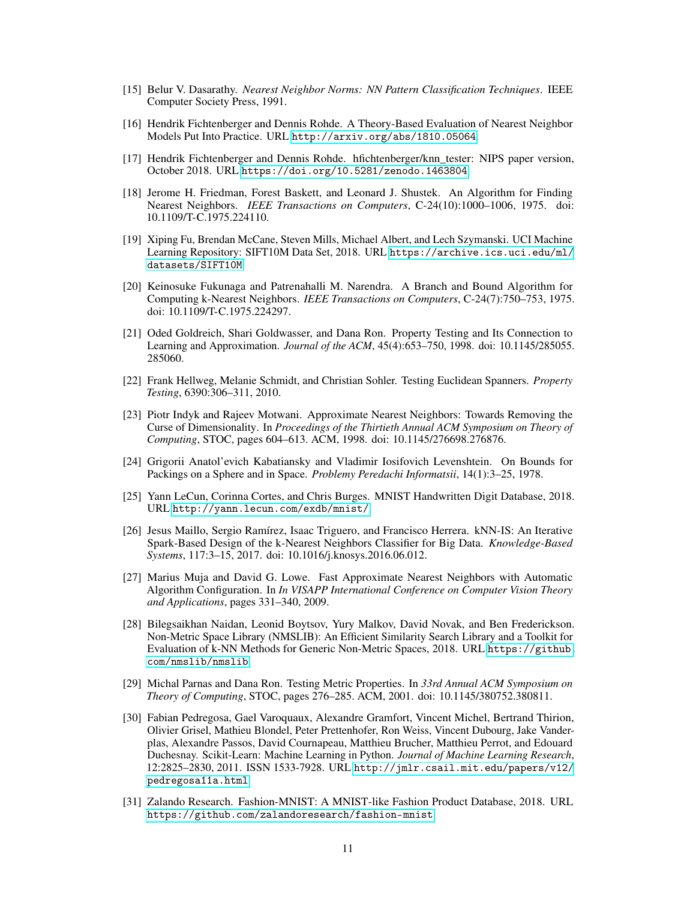[15] Belur V. Dasarathy. *Nearest Neighbor Norms: NN Pattern Classification Techniques*. IEEE Computer Society Press, 1991.

[16] Hendrik Fichtenberger and Dennis Rohde. A Theory-Based Evaluation of Nearest Neighbor Models Put Into Practice. URL http://arxiv.org/abs/1810.05064.

[17] Hendrik Fichtenberger and Dennis Rohde. hfichtenberger/knn_tester: NIPS paper version, October 2018. URL https://doi.org/10.5281/zenodo.1463804.

[18] Jerome H. Friedman, Forest Baskett, and Leonard J. Shustek. An Algorithm for Finding Nearest Neighbors. *IEEE Transactions on Computers*, C-24(10):1000–1006, 1975. doi: 10.1109/T-C.1975.224110.

[19] Xiping Fu, Brendan McCane, Steven Mills, Michael Albert, and Lech Szymanski. UCI Machine Learning Repository: SIFT10M Data Set, 2018. URL https://archive.ics.uci.edu/ml/datasets/SIFT10M.

[20] Keinosuke Fukunaga and Patrenahalli M. Narendra. A Branch and Bound Algorithm for Computing k-Nearest Neighbors. *IEEE Transactions on Computers*, C-24(7):750–753, 1975. doi: 10.1109/T-C.1975.224297.

[21] Oded Goldreich, Shari Goldwasser, and Dana Ron. Property Testing and Its Connection to Learning and Approximation. *Journal of the ACM*, 45(4):653–750, 1998. doi: 10.1145/285055.285060.

[22] Frank Hellweg, Melanie Schmidt, and Christian Sohler. Testing Euclidean Spanners. *Property Testing*, 6390:306–311, 2010.

[23] Piotr Indyk and Rajeev Motwani. Approximate Nearest Neighbors: Towards Removing the Curse of Dimensionality. In *Proceedings of the Thirtieth Annual ACM Symposium on Theory of Computing*, STOC, pages 604–613. ACM, 1998. doi: 10.1145/276698.276876.

[24] Grigorii Anatol'evich Kabatiansky and Vladimir Iosifovich Levenshtein. On Bounds for Packings on a Sphere and in Space. *Problemy Peredachi Informatsii*, 14(1):3–25, 1978.

[25] Yann LeCun, Corinna Cortes, and Chris Burges. MNIST Handwritten Digit Database, 2018. URL http://yann.lecun.com/exdb/mnist/.

[26] Jesus Maillo, Sergio Ramírez, Isaac Triguero, and Francisco Herrera. kNN-IS: An Iterative Spark-Based Design of the k-Nearest Neighbors Classifier for Big Data. *Knowledge-Based Systems*, 117:3–15, 2017. doi: 10.1016/j.knosys.2016.06.012.

[27] Marius Muja and David G. Lowe. Fast Approximate Nearest Neighbors with Automatic Algorithm Configuration. In *In VISAPP International Conference on Computer Vision Theory and Applications*, pages 331–340, 2009.

[28] Bilegsaikhan Naidan, Leonid Boytsov, Yury Malkov, David Novak, and Ben Frederickson. Non-Metric Space Library (NMSLIB): An Efficient Similarity Search Library and a Toolkit for Evaluation of k-NN Methods for Generic Non-Metric Spaces, 2018. URL https://github.com/nmslib/nmslib.

[29] Michal Parnas and Dana Ron. Testing Metric Properties. In *33rd Annual ACM Symposium on Theory of Computing*, STOC, pages 276–285. ACM, 2001. doi: 10.1145/380752.380811.

[30] Fabian Pedregosa, Gael Varoquaux, Alexandre Gramfort, Vincent Michel, Bertrand Thirion, Olivier Grisel, Mathieu Blondel, Peter Prettenhofer, Ron Weiss, Vincent Dubourg, Jake Vanderplas, Alexandre Passos, David Cournapeau, Matthieu Brucher, Matthieu Perrot, and Edouard Duchesnay. Scikit-Learn: Machine Learning in Python. *Journal of Machine Learning Research*, 12:2825–2830, 2011. ISSN 1533-7928. URL http://jmlr.csail.mit.edu/papers/v12/pedregosa11a.html.

[31] Zalando Research. Fashion-MNIST: A MNIST-like Fashion Product Database, 2018. URL https://github.com/zalandoresearch/fashion-mnist.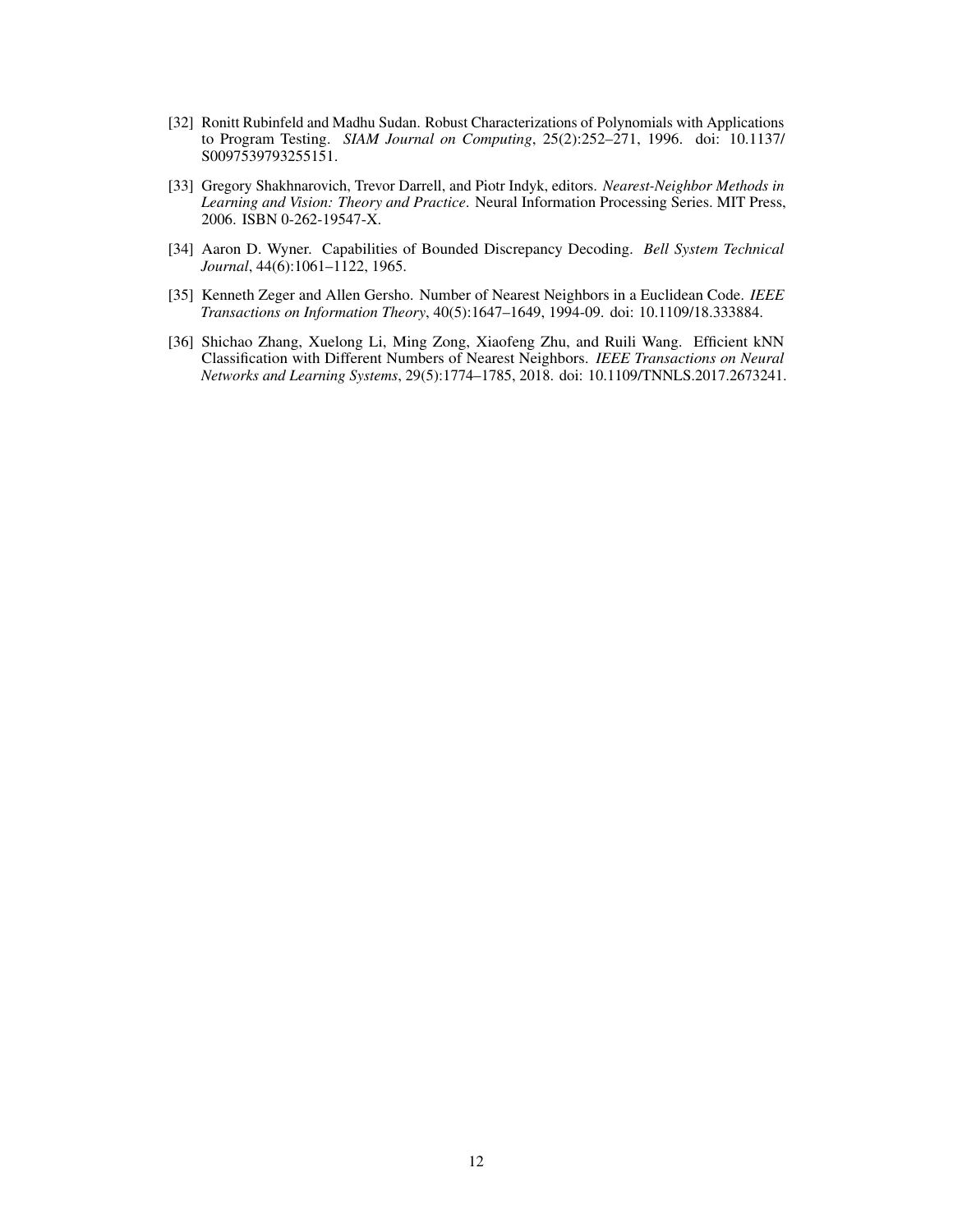[32] Ronitt Rubinfeld and Madhu Sudan. Robust Characterizations of Polynomials with Applications to Program Testing. *SIAM Journal on Computing*, 25(2):252–271, 1996. doi: 10.1137/S0097539793255151.

[33] Gregory Shakhnarovich, Trevor Darrell, and Piotr Indyk, editors. *Nearest-Neighbor Methods in Learning and Vision: Theory and Practice*. Neural Information Processing Series. MIT Press, 2006. ISBN 0-262-19547-X.

[34] Aaron D. Wyner. Capabilities of Bounded Discrepancy Decoding. *Bell System Technical Journal*, 44(6):1061–1122, 1965.

[35] Kenneth Zeger and Allen Gersho. Number of Nearest Neighbors in a Euclidean Code. *IEEE Transactions on Information Theory*, 40(5):1647–1649, 1994-09. doi: 10.1109/18.333884.

[36] Shichao Zhang, Xuelong Li, Ming Zong, Xiaofeng Zhu, and Ruili Wang. Efficient kNN Classification with Different Numbers of Nearest Neighbors. *IEEE Transactions on Neural Networks and Learning Systems*, 29(5):1774–1785, 2018. doi: 10.1109/TNNLS.2017.2673241.